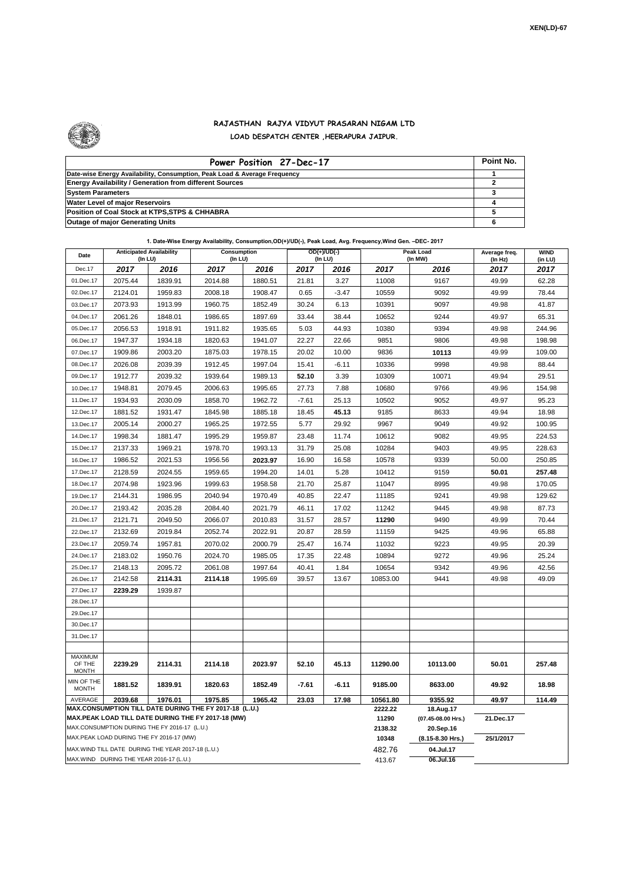XEN(LD)-67

# RAJASTHAN RAJYA VIDYUT PRASARAN NIGAM LTD

## LOAD DESPATCH CENTER ,HEERAPURA JAIPUR.

| Power Position 27-Dec-17 | Point No. |
|---|---|
| Date-wise Energy Availability, Consumption, Peak Load & Average Frequency | 1 |
| Energy Availability / Generation from different Sources | 2 |
| System Parameters | 3 |
| Water Level of major Reservoirs | 4 |
| Position of Coal Stock at KTPS,STPS & CHHABRA | 5 |
| Outage of major Generating Units | 6 |

**1. Date-Wise Energy Availability, Consumption,OD(+)/UD(-), Peak Load, Avg. Frequency,Wind Gen. –DEC- 2017**

| Date | Anticipated Availability (In LU) | | Consumption (In LU) | | OD(+)/UD(-) (In LU) | | Peak Load (In MW) | | Average freq. (In Hz) | WIND (in LU) |
|---|---|---|---|---|---|---|---|---|---|---|
| Dec.17 | 2017 | 2016 | 2017 | 2016 | 2017 | 2016 | 2017 | 2016 | 2017 | 2017 |
| 01.Dec.17 | 2075.44 | 1839.91 | 2014.88 | 1880.51 | 21.81 | 3.27 | 11008 | 9167 | 49.99 | 62.28 |
| 02.Dec.17 | 2124.01 | 1959.83 | 2008.18 | 1908.47 | 0.65 | -3.47 | 10559 | 9092 | 49.99 | 78.44 |
| 03.Dec.17 | 2073.93 | 1913.99 | 1960.75 | 1852.49 | 30.24 | 6.13 | 10391 | 9097 | 49.98 | 41.87 |
| 04.Dec.17 | 2061.26 | 1848.01 | 1986.65 | 1897.69 | 33.44 | 38.44 | 10652 | 9244 | 49.97 | 65.31 |
| 05.Dec.17 | 2056.53 | 1918.91 | 1911.82 | 1935.65 | 5.03 | 44.93 | 10380 | 9394 | 49.98 | 244.96 |
| 06.Dec.17 | 1947.37 | 1934.18 | 1820.63 | 1941.07 | 22.27 | 22.66 | 9851 | 9806 | 49.98 | 198.98 |
| 07.Dec.17 | 1909.86 | 2003.20 | 1875.03 | 1978.15 | 20.02 | 10.00 | 9836 | **10113** | 49.99 | 109.00 |
| 08.Dec.17 | 2026.08 | 2039.39 | 1912.45 | 1997.04 | 15.41 | -6.11 | 10336 | 9998 | 49.98 | 88.44 |
| 09.Dec.17 | 1912.77 | 2039.32 | 1939.64 | 1989.13 | **52.10** | 3.39 | 10309 | 10071 | 49.94 | 29.51 |
| 10.Dec.17 | 1948.81 | 2079.45 | 2006.63 | 1995.65 | 27.73 | 7.88 | 10680 | 9766 | 49.96 | 154.98 |
| 11.Dec.17 | 1934.93 | 2030.09 | 1858.70 | 1962.72 | -7.61 | 25.13 | 10502 | 9052 | 49.97 | 95.23 |
| 12.Dec.17 | 1881.52 | 1931.47 | 1845.98 | 1885.18 | 18.45 | **45.13** | 9185 | 8633 | 49.94 | 18.98 |
| 13.Dec.17 | 2005.14 | 2000.27 | 1965.25 | 1972.55 | 5.77 | 29.92 | 9967 | 9049 | 49.92 | 100.95 |
| 14.Dec.17 | 1998.34 | 1881.47 | 1995.29 | 1959.87 | 23.48 | 11.74 | 10612 | 9082 | 49.95 | 224.53 |
| 15.Dec.17 | 2137.33 | 1969.21 | 1978.70 | 1993.13 | 31.79 | 25.08 | 10284 | 9403 | 49.95 | 228.63 |
| 16.Dec.17 | 1986.52 | 2021.53 | 1956.56 | **2023.97** | 16.90 | 16.58 | 10578 | 9339 | 50.00 | 250.85 |
| 17.Dec.17 | 2128.59 | 2024.55 | 1959.65 | 1994.20 | 14.01 | 5.28 | 10412 | 9159 | **50.01** | 257.48 |
| 18.Dec.17 | 2074.98 | 1923.96 | 1999.63 | 1958.58 | 21.70 | 25.87 | 11047 | 8995 | 49.98 | 170.05 |
| 19.Dec.17 | 2144.31 | 1986.95 | 2040.94 | 1970.49 | 40.85 | 22.47 | 11185 | 9241 | 49.98 | 129.62 |
| 20.Dec.17 | 2193.42 | 2035.28 | 2084.40 | 2021.79 | 46.11 | 17.02 | 11242 | 9445 | 49.98 | 87.73 |
| 21.Dec.17 | 2121.71 | 2049.50 | 2066.07 | 2010.83 | 31.57 | 28.57 | **11290** | 9490 | 49.99 | 70.44 |
| 22.Dec.17 | 2132.69 | 2019.84 | 2052.74 | 2022.91 | 20.87 | 28.59 | 11159 | 9425 | 49.96 | 65.88 |
| 23.Dec.17 | 2059.74 | 1957.81 | 2070.02 | 2000.79 | 25.47 | 16.74 | 11032 | 9223 | 49.95 | 20.39 |
| 24.Dec.17 | 2183.02 | 1950.76 | 2024.70 | 1985.05 | 17.35 | 22.48 | 10894 | 9272 | 49.96 | 25.24 |
| 25.Dec.17 | 2148.13 | 2095.72 | 2061.08 | 1997.64 | 40.41 | 1.84 | 10654 | 9342 | 49.96 | 42.56 |
| 26.Dec.17 | 2142.58 | **2114.31** | **2114.18** | 1995.69 | 39.57 | 13.67 | 10853.00 | 9441 | 49.98 | 49.09 |
| 27.Dec.17 | **2239.29** | 1939.87 | | | | | | | | |
| 28.Dec.17 | | | | | | | | | | |
| 29.Dec.17 | | | | | | | | | | |
| 30.Dec.17 | | | | | | | | | | |
| 31.Dec.17 | | | | | | | | | | |
| MAXIMUM OF THE MONTH | 2239.29 | 2114.31 | 2114.18 | 2023.97 | 52.10 | 45.13 | 11290.00 | 10113.00 | 50.01 | 257.48 |
| MIN OF THE MONTH | 1881.52 | 1839.91 | 1820.63 | 1852.49 | -7.61 | -6.11 | 9185.00 | 8633.00 | 49.92 | 18.98 |
| AVERAGE | 2039.68 | 1976.01 | 1975.85 | 1965.42 | 23.03 | 17.98 | 10561.80 | 9355.92 | 49.97 | 114.49 |
| MAX.CONSUMPTION TILL DATE DURING THE FY 2017-18 (L.U.) | | | | | | | 2222.22 | 18.Aug.17 | | |
| MAX.PEAK LOAD TILL DATE DURING THE FY 2017-18 (MW) | | | | | | | 11290 | (07.45-08.00 Hrs.) | 21.Dec.17 | |
| MAX.CONSUMPTION DURING THE FY 2016-17 (L.U.) | | | | | | | 2138.32 | 20.Sep.16 | | |
| MAX.PEAK LOAD DURING THE FY 2016-17 (MW) | | | | | | | 10348 | (8.15-8.30 Hrs.) | 25/1/2017 | |
| MAX.WIND TILL DATE DURING THE YEAR 2017-18 (L.U.) | | | | | | | 482.76 | 04.Jul.17 | | |
| MAX.WIND DURING THE YEAR 2016-17 (L.U.) | | | | | | | 413.67 | 06.Jul.16 | | |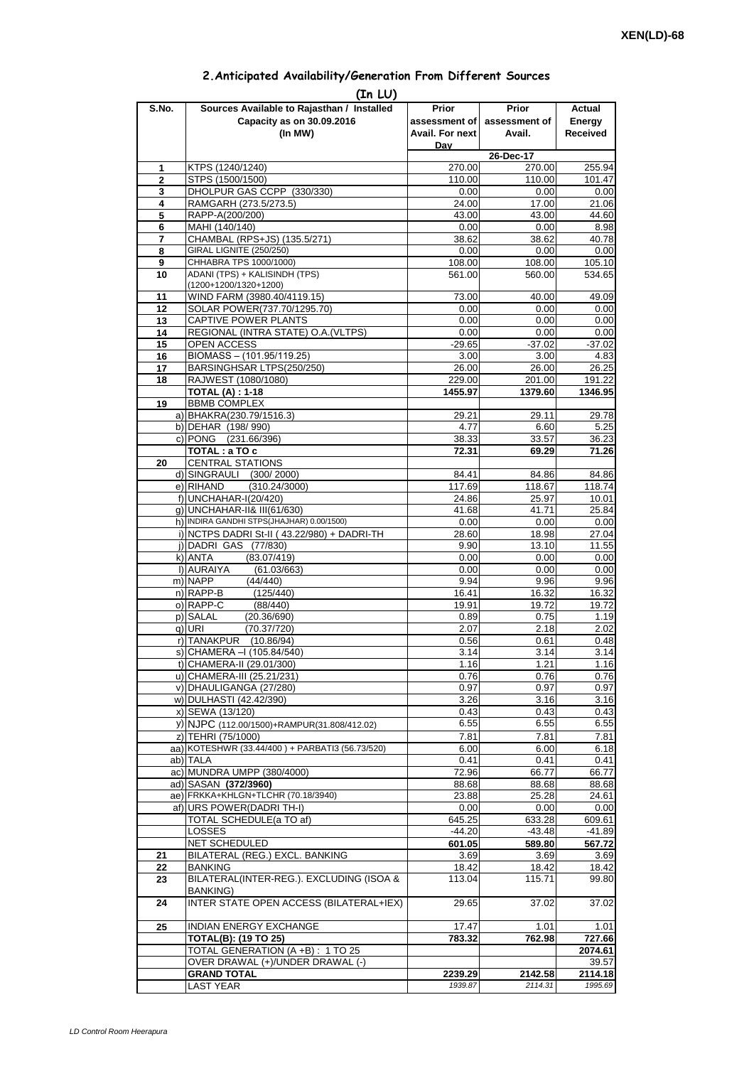XEN(LD)-68

## 2.Anticipated Availability/Generation From Different Sources

**(In LU)**

| S.No. | Sources Available to Rajasthan / Installed Capacity as on 30.09.2016 (In MW) | Prior assessment of Avail. For next Day | Prior assessment of Avail. | Actual Energy Received |
|---|---|---|---|---|
| | | | 26-Dec-17 | |
| 1 | KTPS (1240/1240) | 270.00 | 270.00 | 255.94 |
| 2 | STPS (1500/1500) | 110.00 | 110.00 | 101.47 |
| 3 | DHOLPUR GAS CCPP (330/330) | 0.00 | 0.00 | 0.00 |
| 4 | RAMGARH (273.5/273.5) | 24.00 | 17.00 | 21.06 |
| 5 | RAPP-A(200/200) | 43.00 | 43.00 | 44.60 |
| 6 | MAHI (140/140) | 0.00 | 0.00 | 8.98 |
| 7 | CHAMBAL (RPS+JS) (135.5/271) | 38.62 | 38.62 | 40.78 |
| 8 | GIRAL LIGNITE (250/250) | 0.00 | 0.00 | 0.00 |
| 9 | CHHABRA TPS 1000/1000) | 108.00 | 108.00 | 105.10 |
| 10 | ADANI (TPS) + KALISINDH (TPS) (1200+1200/1320+1200) | 561.00 | 560.00 | 534.65 |
| 11 | WIND FARM (3980.40/4119.15) | 73.00 | 40.00 | 49.09 |
| 12 | SOLAR POWER(737.70/1295.70) | 0.00 | 0.00 | 0.00 |
| 13 | CAPTIVE POWER PLANTS | 0.00 | 0.00 | 0.00 |
| 14 | REGIONAL (INTRA STATE) O.A.(VLTPS) | 0.00 | 0.00 | 0.00 |
| 15 | OPEN ACCESS | -29.65 | -37.02 | -37.02 |
| 16 | BIOMASS – (101.95/119.25) | 3.00 | 3.00 | 4.83 |
| 17 | BARSINGHSAR LTPS(250/250) | 26.00 | 26.00 | 26.25 |
| 18 | RAJWEST (1080/1080) | 229.00 | 201.00 | 191.22 |
| | **TOTAL (A) : 1-18** | **1455.97** | **1379.60** | **1346.95** |
| 19 | BBMB COMPLEX | | | |
| | a) BHAKRA(230.79/1516.3) | 29.21 | 29.11 | 29.78 |
| | b) DEHAR (198/ 990) | 4.77 | 6.60 | 5.25 |
| | c) PONG (231.66/396) | 38.33 | 33.57 | 36.23 |
| | **TOTAL : a TO c** | **72.31** | **69.29** | **71.26** |
| 20 | CENTRAL STATIONS | | | |
| | d) SINGRAULI (300/ 2000) | 84.41 | 84.86 | 84.86 |
| | e) RIHAND (310.24/3000) | 117.69 | 118.67 | 118.74 |
| | f) UNCHAHAR-I(20/420) | 24.86 | 25.97 | 10.01 |
| | g) UNCHAHAR-II& III(61/630) | 41.68 | 41.71 | 25.84 |
| | h) INDIRA GANDHI STPS(JHAJHAR) 0.00/1500) | 0.00 | 0.00 | 0.00 |
| | i) NCTPS DADRI St-II ( 43.22/980) + DADRI-TH | 28.60 | 18.98 | 27.04 |
| | j) DADRI GAS (77/830) | 9.90 | 13.10 | 11.55 |
| | k) ANTA (83.07/419) | 0.00 | 0.00 | 0.00 |
| | l) AURAIYA (61.03/663) | 0.00 | 0.00 | 0.00 |
| | m) NAPP (44/440) | 9.94 | 9.96 | 9.96 |
| | n) RAPP-B (125/440) | 16.41 | 16.32 | 16.32 |
| | o) RAPP-C (88/440) | 19.91 | 19.72 | 19.72 |
| | p) SALAL (20.36/690) | 0.89 | 0.75 | 1.19 |
| | q) URI (70.37/720) | 2.07 | 2.18 | 2.02 |
| | r) TANAKPUR (10.86/94) | 0.56 | 0.61 | 0.48 |
| | s) CHAMERA –I (105.84/540) | 3.14 | 3.14 | 3.14 |
| | t) CHAMERA-II (29.01/300) | 1.16 | 1.21 | 1.16 |
| | u) CHAMERA-III (25.21/231) | 0.76 | 0.76 | 0.76 |
| | v) DHAULIGANGA (27/280) | 0.97 | 0.97 | 0.97 |
| | w) DULHASTI (42.42/390) | 3.26 | 3.16 | 3.16 |
| | x) SEWA (13/120) | 0.43 | 0.43 | 0.43 |
| | y) NJPC (112.00/1500)+RAMPUR(31.808/412.02) | 6.55 | 6.55 | 6.55 |
| | z) TEHRI (75/1000) | 7.81 | 7.81 | 7.81 |
| | aa) KOTESHWR (33.44/400 ) + PARBATI3 (56.73/520) | 6.00 | 6.00 | 6.18 |
| | ab) TALA | 0.41 | 0.41 | 0.41 |
| | ac) MUNDRA UMPP (380/4000) | 72.96 | 66.77 | 66.77 |
| | ad) SASAN **(372/3960)** | 88.68 | 88.68 | 88.68 |
| | ae) FRKKA+KHLGN+TLCHR (70.18/3940) | 23.88 | 25.28 | 24.61 |
| | af) URS POWER(DADRI TH-I) | 0.00 | 0.00 | 0.00 |
| | TOTAL SCHEDULE(a TO af) | 645.25 | 633.28 | 609.61 |
| | LOSSES | -44.20 | -43.48 | -41.89 |
| | NET SCHEDULED | **601.05** | **589.80** | **567.72** |
| 21 | BILATERAL (REG.) EXCL. BANKING | 3.69 | 3.69 | 3.69 |
| 22 | BANKING | 18.42 | 18.42 | 18.42 |
| 23 | BILATERAL(INTER-REG.). EXCLUDING (ISOA & BANKING) | 113.04 | 115.71 | 99.80 |
| 24 | INTER STATE OPEN ACCESS (BILATERAL+IEX) | 29.65 | 37.02 | 37.02 |
| 25 | INDIAN ENERGY EXCHANGE | 17.47 | 1.01 | 1.01 |
| | **TOTAL(B): (19 TO 25)** | **783.32** | **762.98** | **727.66** |
| | TOTAL GENERATION (A +B) : 1 TO 25 | | | **2074.61** |
| | OVER DRAWAL (+)/UNDER DRAWAL (-) | | | 39.57 |
| | **GRAND TOTAL** | **2239.29** | **2142.58** | **2114.18** |
| | LAST YEAR | *1939.87* | *2114.31* | *1995.69* |

*LD Control Room Heerapura*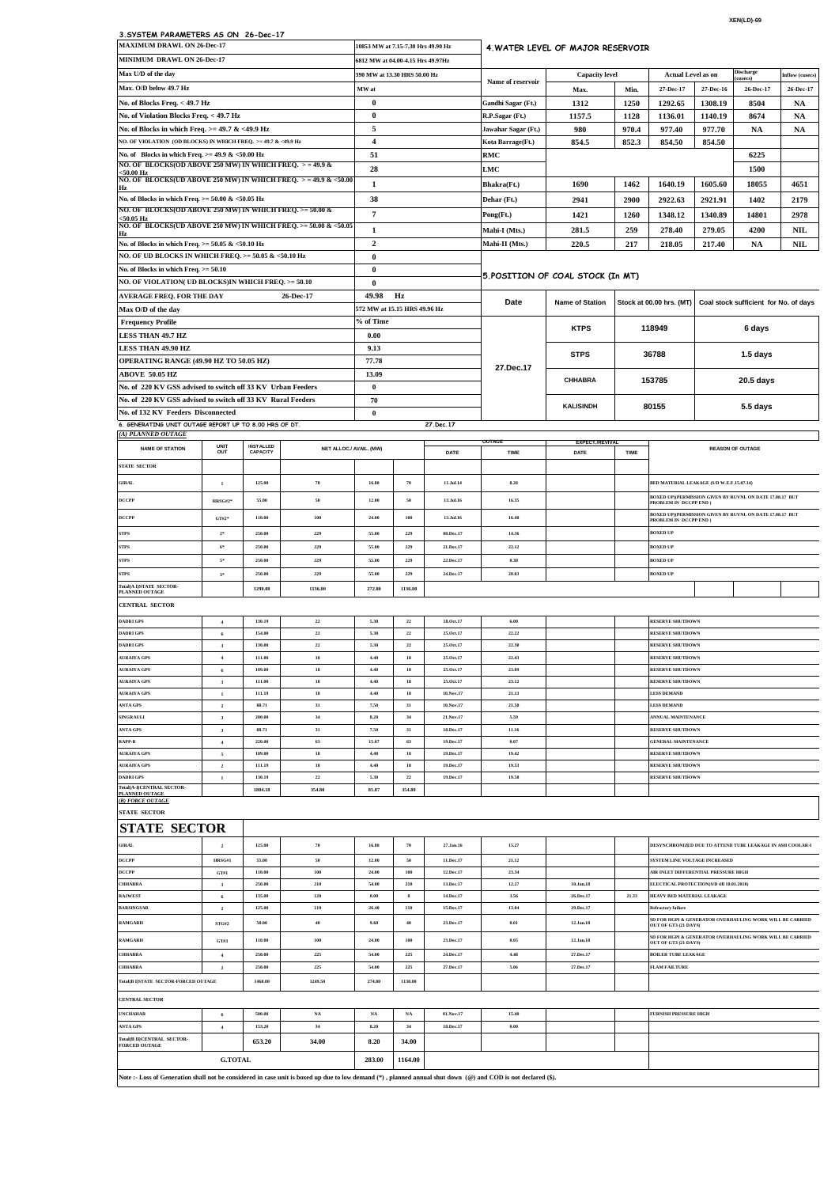XEN(LD)-69

## 3.SYSTEM PARAMETERS AS ON 26-Dec-17

| | |
|---|---|
| MAXIMUM DRAWL ON 26-Dec-17 | 10853 MW at 7.15-7.30 Hrs 49.90 Hz |
| MINIMUM DRAWL ON 26-Dec-17 | 6812 MW at 04.00-4.15 Hrs 49.97Hz |
| Max U/D of the day | 390 MW at 13.30 HRS 50.00 Hz |
| Max. O/D below 49.7 Hz | MW at |
| No. of Blocks Freq. < 49.7 Hz | 0 |
| No. of Violation Blocks Freq. < 49.7 Hz | 0 |
| No. of Blocks in which Freq. >= 49.7 & <49.9 Hz | 5 |
| NO. OF VIOLATION (OD BLOCKS) IN WHICH FREQ. >= 49.7 & <49.9 Hz | 4 |
| No. of Blocks in which Freq. >= 49.9 & <50.00 Hz | 51 |
| NO. OF BLOCKS(OD ABOVE 250 MW) IN WHICH FREQ. > = 49.9 & <50.00 Hz | 28 |
| NO. OF BLOCKS(UD ABOVE 250 MW) IN WHICH FREQ. > = 49.9 & <50.00 Hz | 1 |
| No. of Blocks in which Freq. >= 50.00 & <50.05 Hz | 38 |
| NO. OF BLOCKS(OD ABOVE 250 MW) IN WHICH FREQ. >= 50.00 & <50.05 Hz | 7 |
| NO. OF BLOCKS(UD ABOVE 250 MW) IN WHICH FREQ. >= 50.00 & <50.05 Hz | 1 |
| No. of Blocks in which Freq. >= 50.05 & <50.10 Hz | 2 |
| NO. OF UD BLOCKS IN WHICH FREQ. >= 50.05 & <50.10 Hz | 0 |
| No. of Blocks in which Freq. >= 50.10 | 0 |
| NO. OF VIOLATION( UD BLOCKS)IN WHICH FREQ. >= 50.10 | 0 |
| AVERAGE FREQ. FOR THE DAY 26-Dec-17 | 49.98 Hz |
| Max O/D of the day | 572 MW at 15.15 HRS 49.96 Hz |
| Frequency Profile | % of Time |
| LESS THAN 49.7 HZ | 0.00 |
| LESS THAN 49.90 HZ | 9.13 |
| OPERATING RANGE (49.90 HZ TO 50.05 HZ) | 77.78 |
| ABOVE 50.05 HZ | 13.09 |
| No. of 220 KV GSS advised to switch off 33 KV Urban Feeders | 0 |
| No. of 220 KV GSS advised to switch off 33 KV Rural Feeders | 70 |
| No. of 132 KV Feeders Disconnected | 0 |

## 4.WATER LEVEL OF MAJOR RESERVOIR

| Name of reservoir | Capacity level | | Actual Level as on | | Discharge (cusecs) | Inflow (cusecs) |
|---|---|---|---|---|---|---|
| | Max. | Min. | 27-Dec-17 | 27-Dec-16 | 26-Dec-17 | 26-Dec-17 |
| Gandhi Sagar (Ft.) | 1312 | 1250 | 1292.65 | 1308.19 | 8504 | NA |
| R.P.Sagar (Ft.) | 1157.5 | 1128 | 1136.01 | 1140.19 | 8674 | NA |
| Jawahar Sagar (Ft.) | 980 | 970.4 | 977.40 | 977.70 | NA | NA |
| Kota Barrage(Ft.) | 854.5 | 852.3 | 854.50 | 854.50 | | |
| RMC | | | | | 6225 | |
| LMC | | | | | 1500 | |
| Bhakra(Ft.) | 1690 | 1462 | 1640.19 | 1605.60 | 18055 | 4651 |
| Dehar (Ft.) | 2941 | 2900 | 2922.63 | 2921.91 | 1402 | 2179 |
| Pong(Ft.) | 1421 | 1260 | 1348.12 | 1340.89 | 14801 | 2978 |
| Mahi-I (Mts.) | 281.5 | 259 | 278.40 | 279.05 | 4200 | NIL |
| Mahi-II (Mts.) | 220.5 | 217 | 218.05 | 217.40 | NA | NIL |

## 5.POSITION OF COAL STOCK (In MT)

| Date | Name of Station | Stock at 00.00 hrs. (MT) | Coal stock sufficient for No. of days |
|---|---|---|---|
| 27.Dec.17 | KTPS | 118949 | 6 days |
| | STPS | 36788 | 1.5 days |
| | CHHABRA | 153785 | 20.5 days |
| | KALISINDH | 80155 | 5.5 days |

## 6. GENERATING UNIT OUTAGE REPORT UP TO 8.00 HRS OF DT. 27.Dec.17

### (A) PLANNED OUTAGE

| NAME OF STATION | UNIT OUT | INSTALLED CAPACITY | NET ALLOC./ AVAIL. (MW) | | | OUTAGE DATE | OUTAGE TIME | EXPECT./REVIVAL DATE | EXPECT./REVIVAL TIME | REASON OF OUTAGE |
|---|---|---|---|---|---|---|---|---|---|---|
| STATE SECTOR | | | | | | | | | | |
| GIRAL | 1 | 125.00 | 70 | 16.80 | 70 | 11.Jul.14 | 8.20 | | | BED MATERIAL LEAKAGE (S/D W.E.F.15.07.14) |
| DCCPP | HRSG#2* | 55.00 | 50 | 12.00 | 50 | 13.Jul.16 | 16.35 | | | BOXED UP(PERMISSION GIVEN BY RUVNL ON DATE 17.08.17 BUT PROBLEM IN DCCPP END ) |
| DCCPP | GT#2* | 110.00 | 100 | 24.00 | 100 | 13.Jul.16 | 16.40 | | | BOXED UP(PERMISSION GIVEN BY RUVNL ON DATE 17.08.17 BUT PROBLEM IN DCCPP END ) |
| STPS | 2* | 250.00 | 229 | 55.00 | 229 | 08.Dec.17 | 14.36 | | | BOXED UP |
| STPS | 6* | 250.00 | 229 | 55.00 | 229 | 21.Dec.17 | 22.12 | | | BOXED UP |
| STPS | 5* | 250.00 | 229 | 55.00 | 229 | 22.Dec.17 | 0.30 | | | BOXED UP |
| STPS | 3* | 250.00 | 229 | 55.00 | 229 | 24.Dec.17 | 20.03 | | | BOXED UP |
| Total(A I)STATE SECTOR-PLANNED OUTAGE | | 1290.00 | 1136.00 | 272.80 | 1136.00 | | | | | |
| CENTRAL SECTOR | | | | | | | | | | |
| DADRI GPS | 4 | 130.19 | 22 | 5.30 | 22 | 18.Oct.17 | 6.00 | | | RESERVE SHUTDOWN |
| DADRI GPS | 6 | 154.00 | 22 | 5.30 | 22 | 25.Oct.17 | 22.22 | | | RESERVE SHUTDOWN |
| DADRI GPS | 3 | 130.00 | 22 | 5.30 | 22 | 25.Oct.17 | 22.30 | | | RESERVE SHUTDOWN |
| AURAIYA GPS | 4 | 111.00 | 18 | 4.40 | 18 | 25.Oct.17 | 22.43 | | | RESERVE SHUTDOWN |
| AURAIYA GPS | 6 | 109.00 | 18 | 4.40 | 18 | 25.Oct.17 | 23.09 | | | RESERVE SHUTDOWN |
| AURAIYA GPS | 3 | 111.00 | 18 | 4.40 | 18 | 25.Oct.17 | 23.12 | | | RESERVE SHUTDOWN |
| AURAIYA GPS | 1 | 111.19 | 18 | 4.40 | 18 | 10.Nov.17 | 21.13 | | | LESS DEMAND |
| ANTA GPS | 2 | 88.71 | 31 | 7.50 | 31 | 10.Nov.17 | 21.50 | | | LESS DEMAND |
| SINGRAULI | 3 | 200.00 | 34 | 8.20 | 34 | 21.Nov.17 | 5.59 | | | ANNUAL MAINTENANCE |
| ANTA GPS | 3 | 88.71 | 31 | 7.50 | 31 | 18.Dec.17 | 11.16 | | | RESERVE SHUTDOWN |
| RAPP-B | 4 | 220.00 | 63 | 15.07 | 63 | 19.Dec.17 | 0.07 | | | GENERAL MAINTENANCE |
| AURAIYA GPS | 5 | 109.00 | 18 | 4.40 | 18 | 19.Dec.17 | 19.42 | | | RESERVE SHUTDOWN |
| AURAIYA GPS | 2 | 111.19 | 18 | 4.40 | 18 | 19.Dec.17 | 19.53 | | | RESERVE SHUTDOWN |
| DADRI GPS | 1 | 130.19 | 22 | 5.30 | 22 | 19.Dec.17 | 19.58 | | | RESERVE SHUTDOWN |
| Total(A-I)CENTRAL SECTOR-PLANNED OUTAGE | | 1804.18 | 354.00 | 85.87 | 354.00 | | | | | |

### (B) FORCE OUTAGE

| NAME OF STATION | UNIT OUT | INSTALLED CAPACITY | NET ALLOC./ AVAIL. (MW) | | | OUTAGE DATE | OUTAGE TIME | EXPECT./REVIVAL DATE | EXPECT./REVIVAL TIME | REASON OF OUTAGE |
|---|---|---|---|---|---|---|---|---|---|---|
| STATE SECTOR | | | | | | | | | | |
| GIRAL | 2 | 125.00 | 70 | 16.80 | 70 | 27.Jan.16 | 15.27 | | | DESYNCHRONIZED DUE TO ATTEND TUBE LEAKAGE IN ASH COOLAR-I |
| DCCPP | HRSG#1 | 55.00 | 50 | 12.00 | 50 | 11.Dec.17 | 21.12 | | | SYSTEM LINE VOLTAGE INCREASED |
| DCCPP | GT#1 | 110.00 | 100 | 24.00 | 100 | 12.Dec.17 | 23.34 | | | AIR INLET DIFFERENTIAL PRESSURE HIGH |
| CHHABRA | 3 | 250.00 | 210 | 54.00 | 210 | 13.Dec.17 | 12.27 | 10.Jan.18 | | ELECTICAL PROTECTION(S/D till 10.01.2018) |
| RAJWEST | 6 | 135.00 | 120 | 0.00 | 0 | 14.Dec.17 | 3.56 | 26.Dec.17 | 21.33 | HEAVY BED MATERIAL LEAKAGE |
| BARSINGSAR | 2 | 125.00 | 110 | 26.40 | 110 | 15.Dec.17 | 13.04 | 29.Dec.17 | | Refractory failure |
| RAMGARH | STG#2 | 50.00 | 40 | 9.60 | 40 | 23.Dec.17 | 0.01 | 12.Jan.18 | | SD FOR HGPI & GENERATOR OVERHAULING WORK WILL BE CARRIED OUT OF GT3 (21 DAYS) |
| RAMGARH | GT#3 | 110.00 | 100 | 24.00 | 100 | 23.Dec.17 | 0.05 | 12.Jan.18 | | SD FOR HGPI & GENERATOR OVERHAULING WORK WILL BE CARRIED OUT OF GT3 (21 DAYS) |
| CHHABRA | 4 | 250.00 | 225 | 54.00 | 225 | 24.Dec.17 | 4.48 | 27.Dec.17 | | BOILER TUBE LEAKAGE |
| CHHABRA | 2 | 250.00 | 225 | 54.00 | 225 | 27.Dec.17 | 5.06 | 27.Dec.17 | | FLAM FAILURE |
| Total(B I)STATE SECTOR-FORCED OUTAGE | | 1460.00 | 1249.50 | 274.80 | 1130.00 | | | | | |
| CENTRAL SECTOR | | | | | | | | | | |
| UNCHAHAR | 6 | 500.00 | NA | NA | NA | 01.Nov.17 | 15.40 | | | FURNISH PRESSURE HIGH |
| ANTA GPS | 4 | 153.20 | 34 | 8.20 | 34 | 18.Dec.17 | 0.00 | | | |
| Total(B II)CENTRAL SECTOR-FORCED OUTAGE | | 653.20 | 34.00 | 8.20 | 34.00 | | | | | |
| G.TOTAL | | | | 283.00 | 1164.00 | | | | | |

Note :- Loss of Generation shall not be considered in case unit is boxed up due to low demand (*) , planned annual shut down (@) and COD is not declared ($).